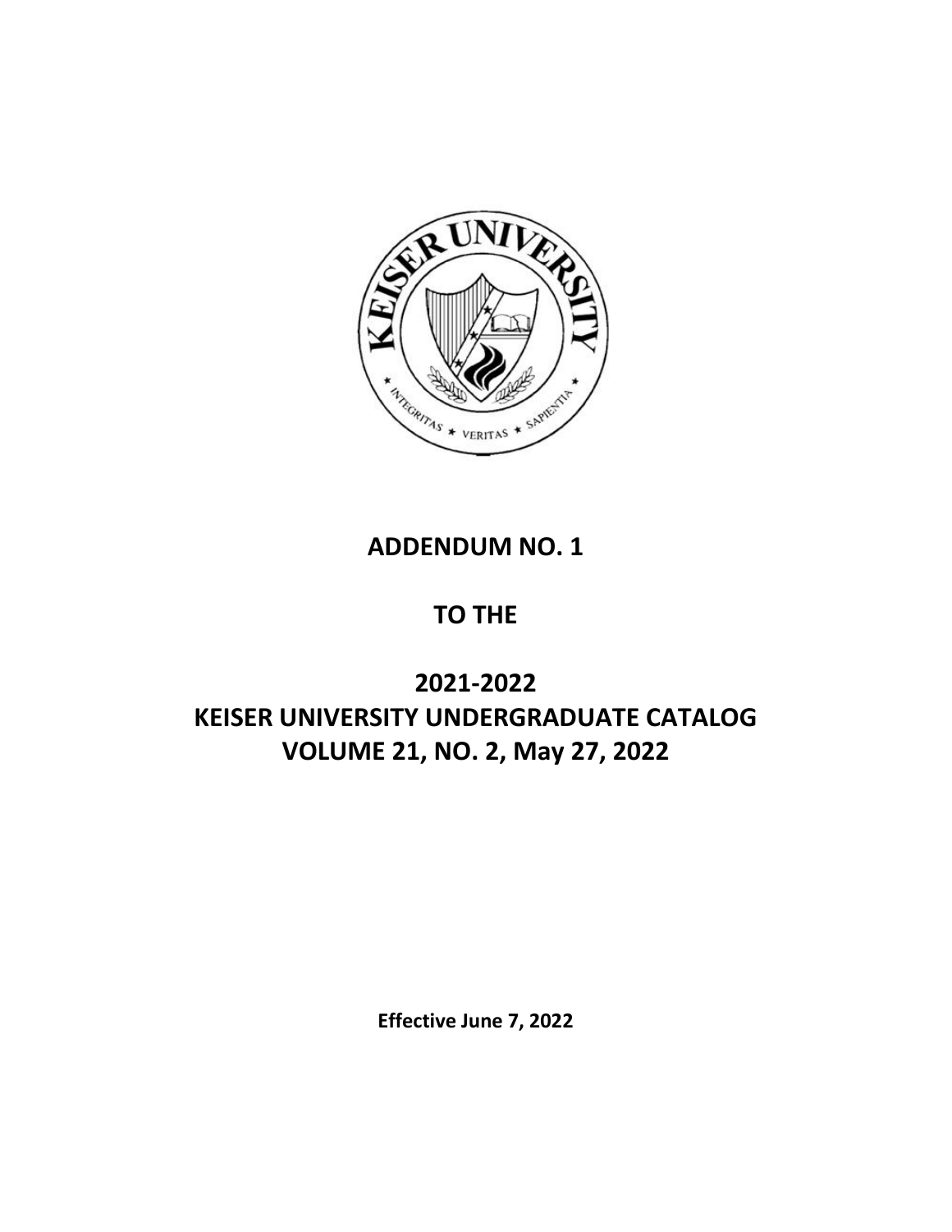# ADDENDUM NO. 1

# TO THE

# 2021-2022
# KEISER UNIVERSITY UNDERGRADUATE CATALOG
# VOLUME 21, NO. 2, May 27, 2022

**Effective June 7, 2022**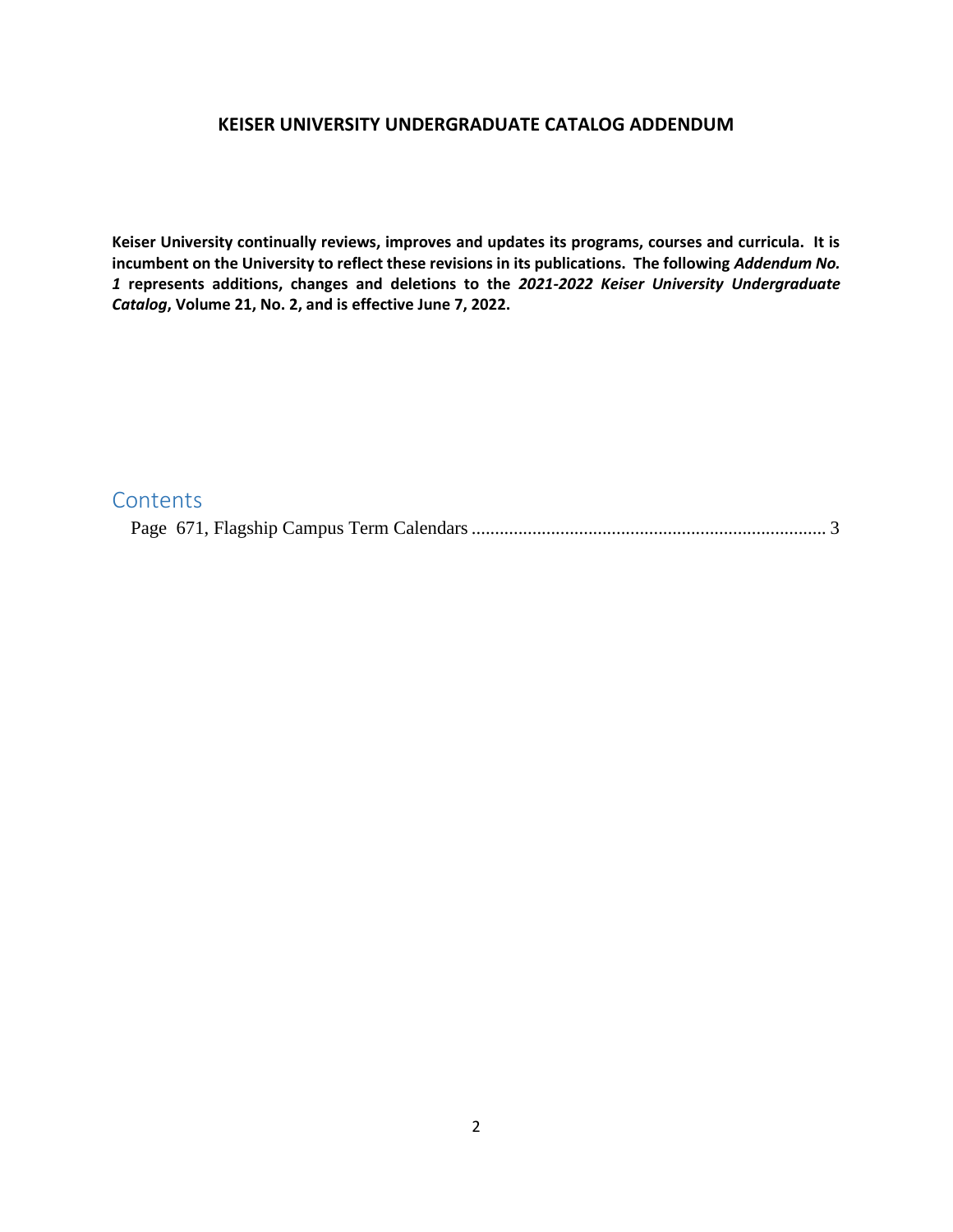# KEISER UNIVERSITY UNDERGRADUATE CATALOG ADDENDUM

**Keiser University continually reviews, improves and updates its programs, courses and curricula. It is incumbent on the University to reflect these revisions in its publications. The following *Addendum No. 1* represents additions, changes and deletions to the *2021-2022 Keiser University Undergraduate Catalog*, Volume 21, No. 2, and is effective June 7, 2022.**

## Contents

Page 671, Flagship Campus Term Calendars ........................................................................... 3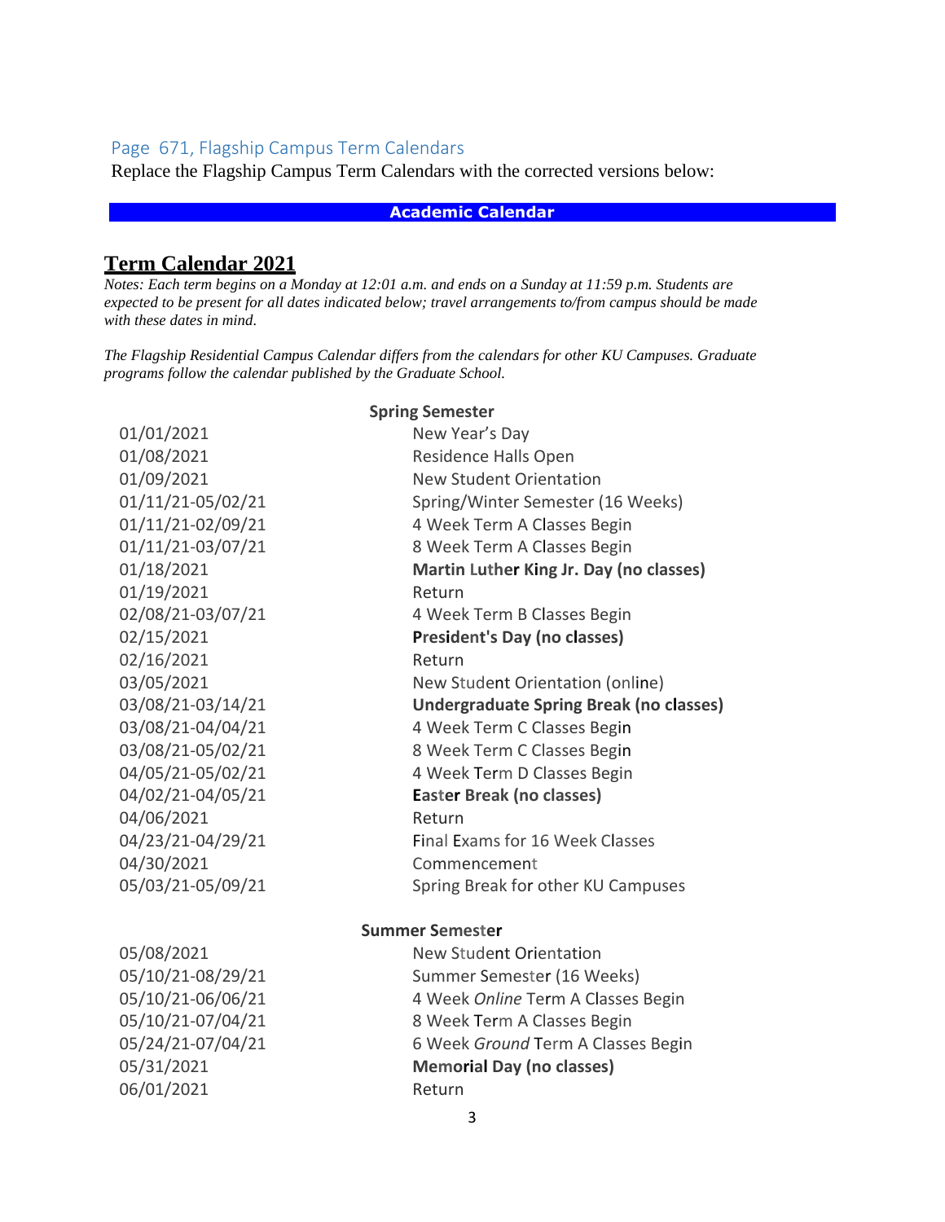## Page 671, Flagship Campus Term Calendars

Replace the Flagship Campus Term Calendars with the corrected versions below:

**Academic Calendar**

# Term Calendar 2021

*Notes: Each term begins on a Monday at 12:01 a.m. and ends on a Sunday at 11:59 p.m. Students are expected to be present for all dates indicated below; travel arrangements to/from campus should be made with these dates in mind.*

*The Flagship Residential Campus Calendar differs from the calendars for other KU Campuses. Graduate programs follow the calendar published by the Graduate School.*

| | **Spring Semester** |
|---|---|
| 01/01/2021 | New Year's Day |
| 01/08/2021 | Residence Halls Open |
| 01/09/2021 | New Student Orientation |
| 01/11/21-05/02/21 | Spring/Winter Semester (16 Weeks) |
| 01/11/21-02/09/21 | 4 Week Term A Classes Begin |
| 01/11/21-03/07/21 | 8 Week Term A Classes Begin |
| 01/18/2021 | **Martin Luther King Jr. Day (no classes)** |
| 01/19/2021 | Return |
| 02/08/21-03/07/21 | 4 Week Term B Classes Begin |
| 02/15/2021 | **President's Day (no classes)** |
| 02/16/2021 | Return |
| 03/05/2021 | New Student Orientation (online) |
| 03/08/21-03/14/21 | **Undergraduate Spring Break (no classes)** |
| 03/08/21-04/04/21 | 4 Week Term C Classes Begin |
| 03/08/21-05/02/21 | 8 Week Term C Classes Begin |
| 04/05/21-05/02/21 | 4 Week Term D Classes Begin |
| 04/02/21-04/05/21 | **Easter Break (no classes)** |
| 04/06/2021 | Return |
| 04/23/21-04/29/21 | Final Exams for 16 Week Classes |
| 04/30/2021 | Commencement |
| 05/03/21-05/09/21 | Spring Break for other KU Campuses |

| | **Summer Semester** |
|---|---|
| 05/08/2021 | New Student Orientation |
| 05/10/21-08/29/21 | Summer Semester (16 Weeks) |
| 05/10/21-06/06/21 | 4 Week *Online* Term A Classes Begin |
| 05/10/21-07/04/21 | 8 Week Term A Classes Begin |
| 05/24/21-07/04/21 | 6 Week *Ground* Term A Classes Begin |
| 05/31/2021 | **Memorial Day (no classes)** |
| 06/01/2021 | Return |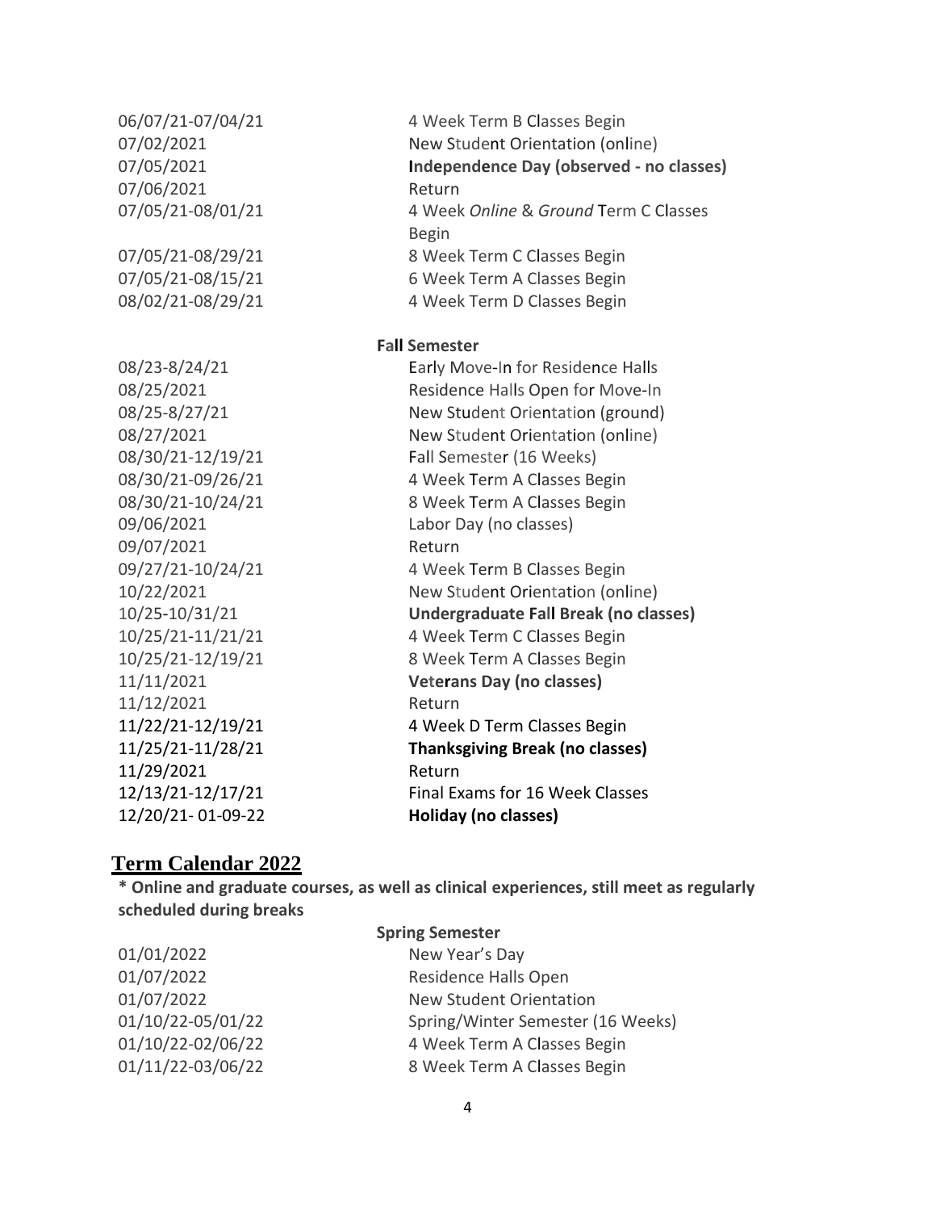| | |
|---|---|
| 06/07/21-07/04/21 | 4 Week Term B Classes Begin |
| 07/02/2021 | New Student Orientation (online) |
| 07/05/2021 | **Independence Day (observed - no classes)** |
| 07/06/2021 | Return |
| 07/05/21-08/01/21 | 4 Week *Online* & *Ground* Term C Classes Begin |
| 07/05/21-08/29/21 | 8 Week Term C Classes Begin |
| 07/05/21-08/15/21 | 6 Week Term A Classes Begin |
| 08/02/21-08/29/21 | 4 Week Term D Classes Begin |

**Fall Semester**

| | |
|---|---|
| 08/23-8/24/21 | Early Move-In for Residence Halls |
| 08/25/2021 | Residence Halls Open for Move-In |
| 08/25-8/27/21 | New Student Orientation (ground) |
| 08/27/2021 | New Student Orientation (online) |
| 08/30/21-12/19/21 | Fall Semester (16 Weeks) |
| 08/30/21-09/26/21 | 4 Week Term A Classes Begin |
| 08/30/21-10/24/21 | 8 Week Term A Classes Begin |
| 09/06/2021 | Labor Day (no classes) |
| 09/07/2021 | Return |
| 09/27/21-10/24/21 | 4 Week Term B Classes Begin |
| 10/22/2021 | New Student Orientation (online) |
| 10/25-10/31/21 | **Undergraduate Fall Break (no classes)** |
| 10/25/21-11/21/21 | 4 Week Term C Classes Begin |
| 10/25/21-12/19/21 | 8 Week Term A Classes Begin |
| 11/11/2021 | **Veterans Day (no classes)** |
| 11/12/2021 | Return |
| 11/22/21-12/19/21 | 4 Week D Term Classes Begin |
| 11/25/21-11/28/21 | **Thanksgiving Break (no classes)** |
| 11/29/2021 | Return |
| 12/13/21-12/17/21 | Final Exams for 16 Week Classes |
| 12/20/21- 01-09-22 | **Holiday (no classes)** |

## Term Calendar 2022

**\* Online and graduate courses, as well as clinical experiences, still meet as regularly scheduled during breaks**

**Spring Semester**

| | |
|---|---|
| 01/01/2022 | New Year's Day |
| 01/07/2022 | Residence Halls Open |
| 01/07/2022 | New Student Orientation |
| 01/10/22-05/01/22 | Spring/Winter Semester (16 Weeks) |
| 01/10/22-02/06/22 | 4 Week Term A Classes Begin |
| 01/11/22-03/06/22 | 8 Week Term A Classes Begin |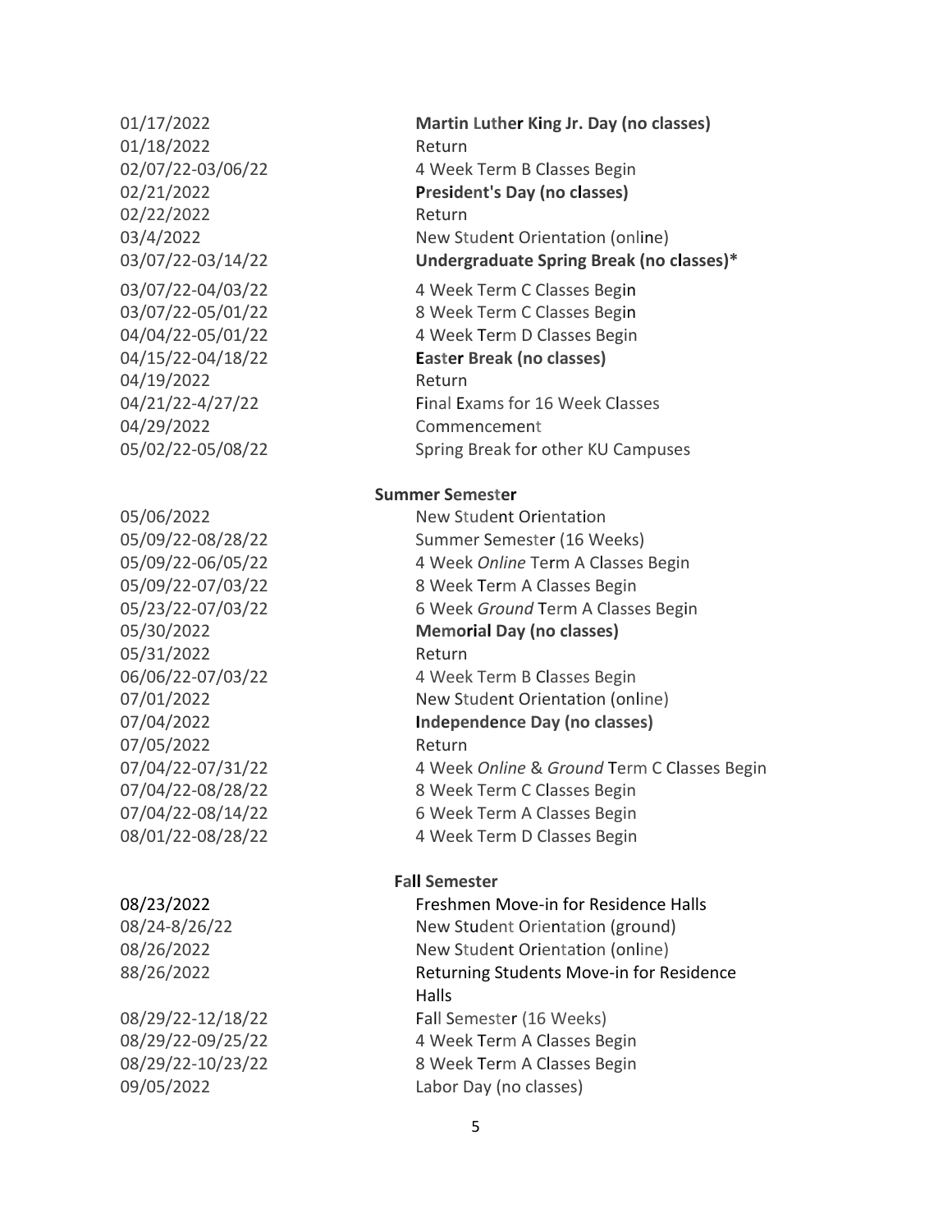| | |
|---|---|
| 01/17/2022 | **Martin Luther King Jr. Day (no classes)** |
| 01/18/2022 | Return |
| 02/07/22-03/06/22 | 4 Week Term B Classes Begin |
| 02/21/2022 | **President's Day (no classes)** |
| 02/22/2022 | Return |
| 03/4/2022 | New Student Orientation (online) |
| 03/07/22-03/14/22 | **Undergraduate Spring Break (no classes)*** |
| 03/07/22-04/03/22 | 4 Week Term C Classes Begin |
| 03/07/22-05/01/22 | 8 Week Term C Classes Begin |
| 04/04/22-05/01/22 | 4 Week Term D Classes Begin |
| 04/15/22-04/18/22 | **Easter Break (no classes)** |
| 04/19/2022 | Return |
| 04/21/22-4/27/22 | Final Exams for 16 Week Classes |
| 04/29/2022 | Commencement |
| 05/02/22-05/08/22 | Spring Break for other KU Campuses |

**Summer Semester**

| | |
|---|---|
| 05/06/2022 | New Student Orientation |
| 05/09/22-08/28/22 | Summer Semester (16 Weeks) |
| 05/09/22-06/05/22 | 4 Week *Online* Term A Classes Begin |
| 05/09/22-07/03/22 | 8 Week Term A Classes Begin |
| 05/23/22-07/03/22 | 6 Week *Ground* Term A Classes Begin |
| 05/30/2022 | **Memorial Day (no classes)** |
| 05/31/2022 | Return |
| 06/06/22-07/03/22 | 4 Week Term B Classes Begin |
| 07/01/2022 | New Student Orientation (online) |
| 07/04/2022 | **Independence Day (no classes)** |
| 07/05/2022 | Return |
| 07/04/22-07/31/22 | 4 Week *Online* & *Ground* Term C Classes Begin |
| 07/04/22-08/28/22 | 8 Week Term C Classes Begin |
| 07/04/22-08/14/22 | 6 Week Term A Classes Begin |
| 08/01/22-08/28/22 | 4 Week Term D Classes Begin |

**Fall Semester**

| | |
|---|---|
| 08/23/2022 | Freshmen Move-in for Residence Halls |
| 08/24-8/26/22 | New Student Orientation (ground) |
| 08/26/2022 | New Student Orientation (online) |
| 88/26/2022 | Returning Students Move-in for Residence Halls |
| 08/29/22-12/18/22 | Fall Semester (16 Weeks) |
| 08/29/22-09/25/22 | 4 Week Term A Classes Begin |
| 08/29/22-10/23/22 | 8 Week Term A Classes Begin |
| 09/05/2022 | Labor Day (no classes) |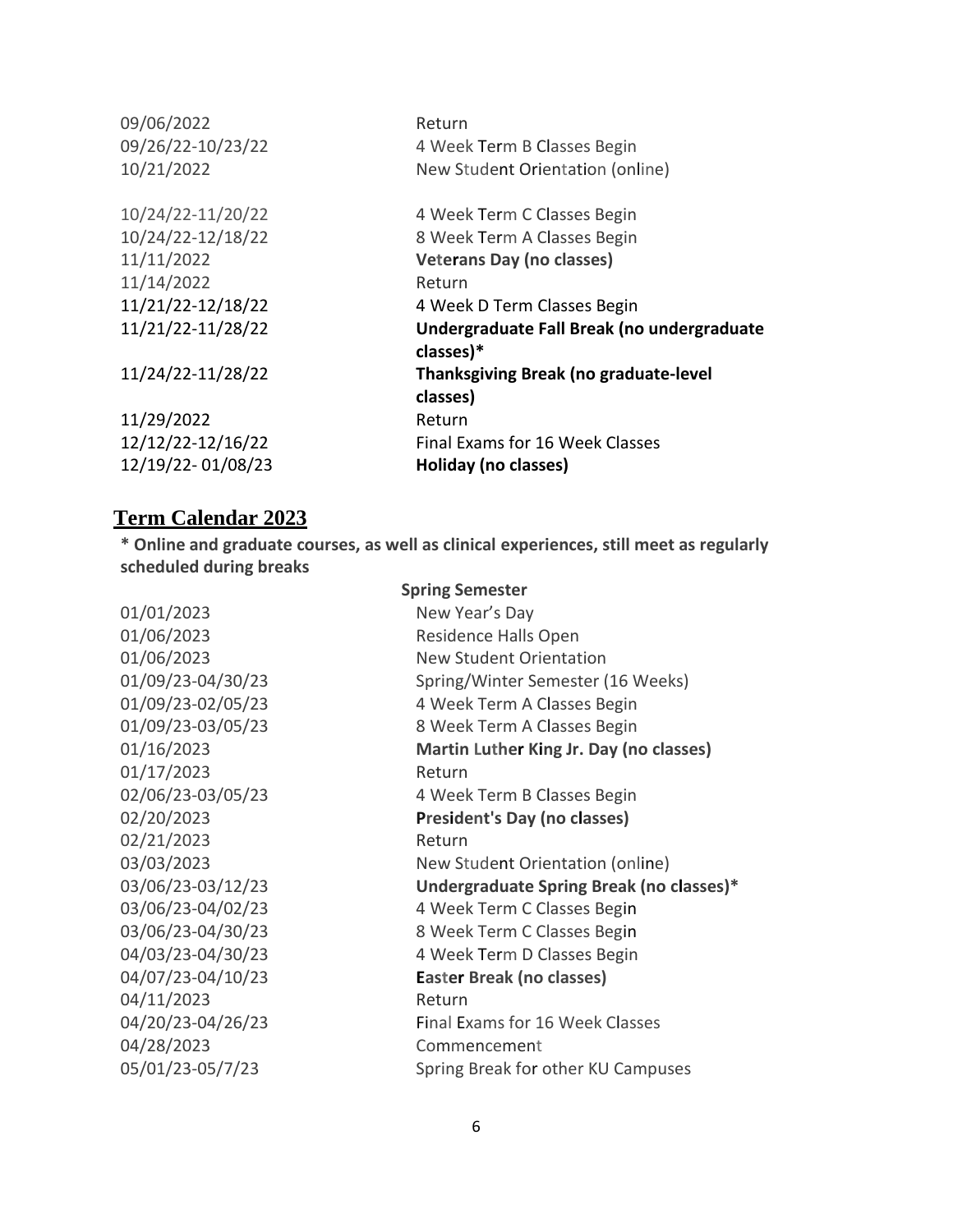| | |
|---|---|
| 09/06/2022 | Return |
| 09/26/22-10/23/22 | 4 Week Term B Classes Begin |
| 10/21/2022 | New Student Orientation (online) |
| 10/24/22-11/20/22 | 4 Week Term C Classes Begin |
| 10/24/22-12/18/22 | 8 Week Term A Classes Begin |
| 11/11/2022 | **Veterans Day (no classes)** |
| 11/14/2022 | Return |
| 11/21/22-12/18/22 | 4 Week D Term Classes Begin |
| 11/21/22-11/28/22 | **Undergraduate Fall Break (no undergraduate classes)*** |
| 11/24/22-11/28/22 | **Thanksgiving Break (no graduate-level classes)** |
| 11/29/2022 | Return |
| 12/12/22-12/16/22 | Final Exams for 16 Week Classes |
| 12/19/22- 01/08/23 | **Holiday (no classes)** |

## Term Calendar 2023

**\* Online and graduate courses, as well as clinical experiences, still meet as regularly scheduled during breaks**

| | **Spring Semester** |
|---|---|
| 01/01/2023 | New Year's Day |
| 01/06/2023 | Residence Halls Open |
| 01/06/2023 | New Student Orientation |
| 01/09/23-04/30/23 | Spring/Winter Semester (16 Weeks) |
| 01/09/23-02/05/23 | 4 Week Term A Classes Begin |
| 01/09/23-03/05/23 | 8 Week Term A Classes Begin |
| 01/16/2023 | **Martin Luther King Jr. Day (no classes)** |
| 01/17/2023 | Return |
| 02/06/23-03/05/23 | 4 Week Term B Classes Begin |
| 02/20/2023 | **President's Day (no classes)** |
| 02/21/2023 | Return |
| 03/03/2023 | New Student Orientation (online) |
| 03/06/23-03/12/23 | **Undergraduate Spring Break (no classes)*** |
| 03/06/23-04/02/23 | 4 Week Term C Classes Begin |
| 03/06/23-04/30/23 | 8 Week Term C Classes Begin |
| 04/03/23-04/30/23 | 4 Week Term D Classes Begin |
| 04/07/23-04/10/23 | **Easter Break (no classes)** |
| 04/11/2023 | Return |
| 04/20/23-04/26/23 | Final Exams for 16 Week Classes |
| 04/28/2023 | Commencement |
| 05/01/23-05/7/23 | Spring Break for other KU Campuses |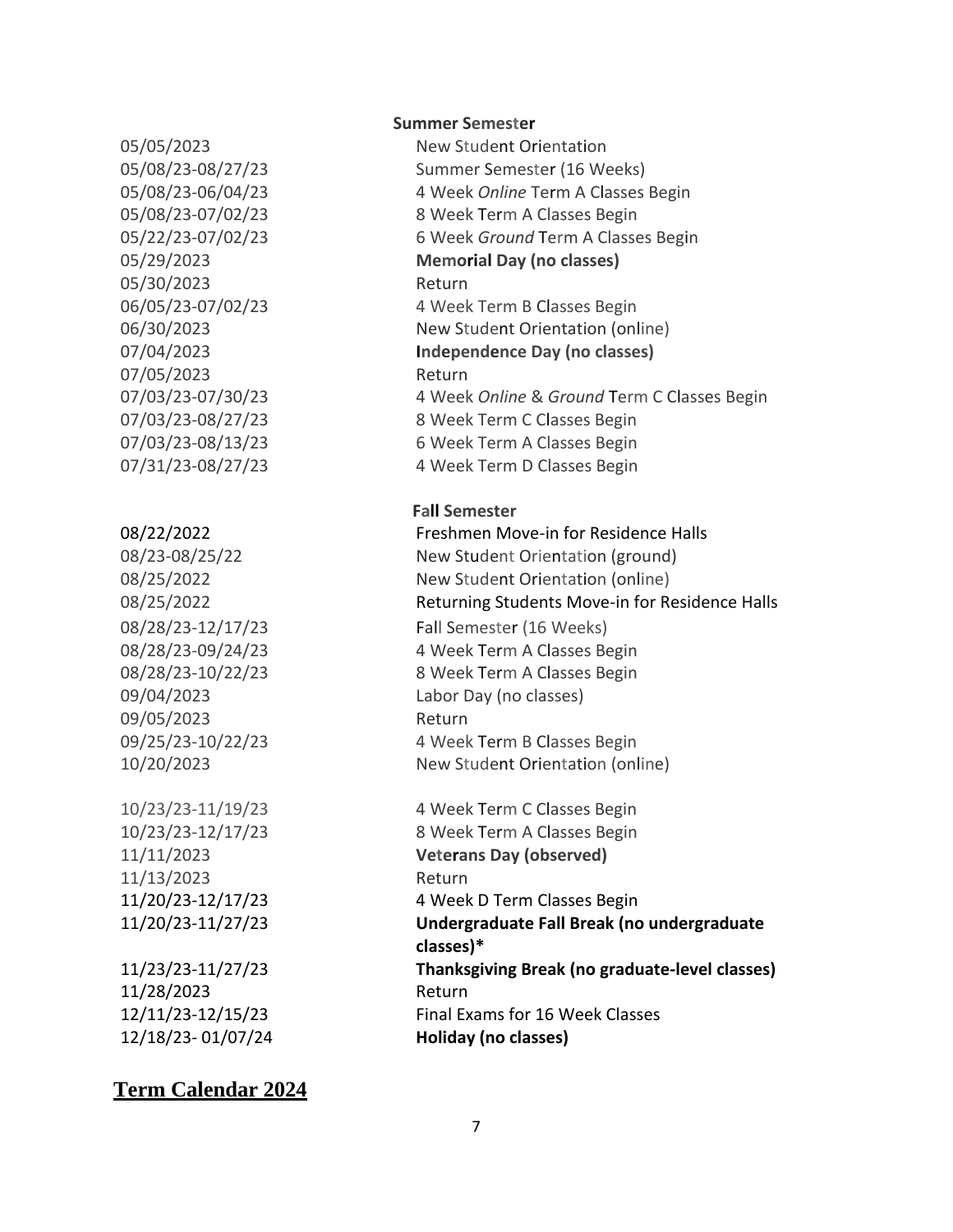**Summer Semester**

| | |
|---|---|
| 05/05/2023 | New Student Orientation |
| 05/08/23-08/27/23 | Summer Semester (16 Weeks) |
| 05/08/23-06/04/23 | 4 Week *Online* Term A Classes Begin |
| 05/08/23-07/02/23 | 8 Week Term A Classes Begin |
| 05/22/23-07/02/23 | 6 Week *Ground* Term A Classes Begin |
| 05/29/2023 | **Memorial Day (no classes)** |
| 05/30/2023 | Return |
| 06/05/23-07/02/23 | 4 Week Term B Classes Begin |
| 06/30/2023 | New Student Orientation (online) |
| 07/04/2023 | **Independence Day (no classes)** |
| 07/05/2023 | Return |
| 07/03/23-07/30/23 | 4 Week *Online* & *Ground* Term C Classes Begin |
| 07/03/23-08/27/23 | 8 Week Term C Classes Begin |
| 07/03/23-08/13/23 | 6 Week Term A Classes Begin |
| 07/31/23-08/27/23 | 4 Week Term D Classes Begin |

**Fall Semester**

| | |
|---|---|
| 08/22/2022 | Freshmen Move-in for Residence Halls |
| 08/23-08/25/22 | New Student Orientation (ground) |
| 08/25/2022 | New Student Orientation (online) |
| 08/25/2022 | Returning Students Move-in for Residence Halls |
| 08/28/23-12/17/23 | Fall Semester (16 Weeks) |
| 08/28/23-09/24/23 | 4 Week Term A Classes Begin |
| 08/28/23-10/22/23 | 8 Week Term A Classes Begin |
| 09/04/2023 | Labor Day (no classes) |
| 09/05/2023 | Return |
| 09/25/23-10/22/23 | 4 Week Term B Classes Begin |
| 10/20/2023 | New Student Orientation (online) |
| 10/23/23-11/19/23 | 4 Week Term C Classes Begin |
| 10/23/23-12/17/23 | 8 Week Term A Classes Begin |
| 11/11/2023 | **Veterans Day (observed)** |
| 11/13/2023 | Return |
| 11/20/23-12/17/23 | 4 Week D Term Classes Begin |
| 11/20/23-11/27/23 | **Undergraduate Fall Break (no undergraduate classes)*** |
| 11/23/23-11/27/23 | **Thanksgiving Break (no graduate-level classes)** |
| 11/28/2023 | Return |
| 12/11/23-12/15/23 | Final Exams for 16 Week Classes |
| 12/18/23- 01/07/24 | **Holiday (no classes)** |

## Term Calendar 2024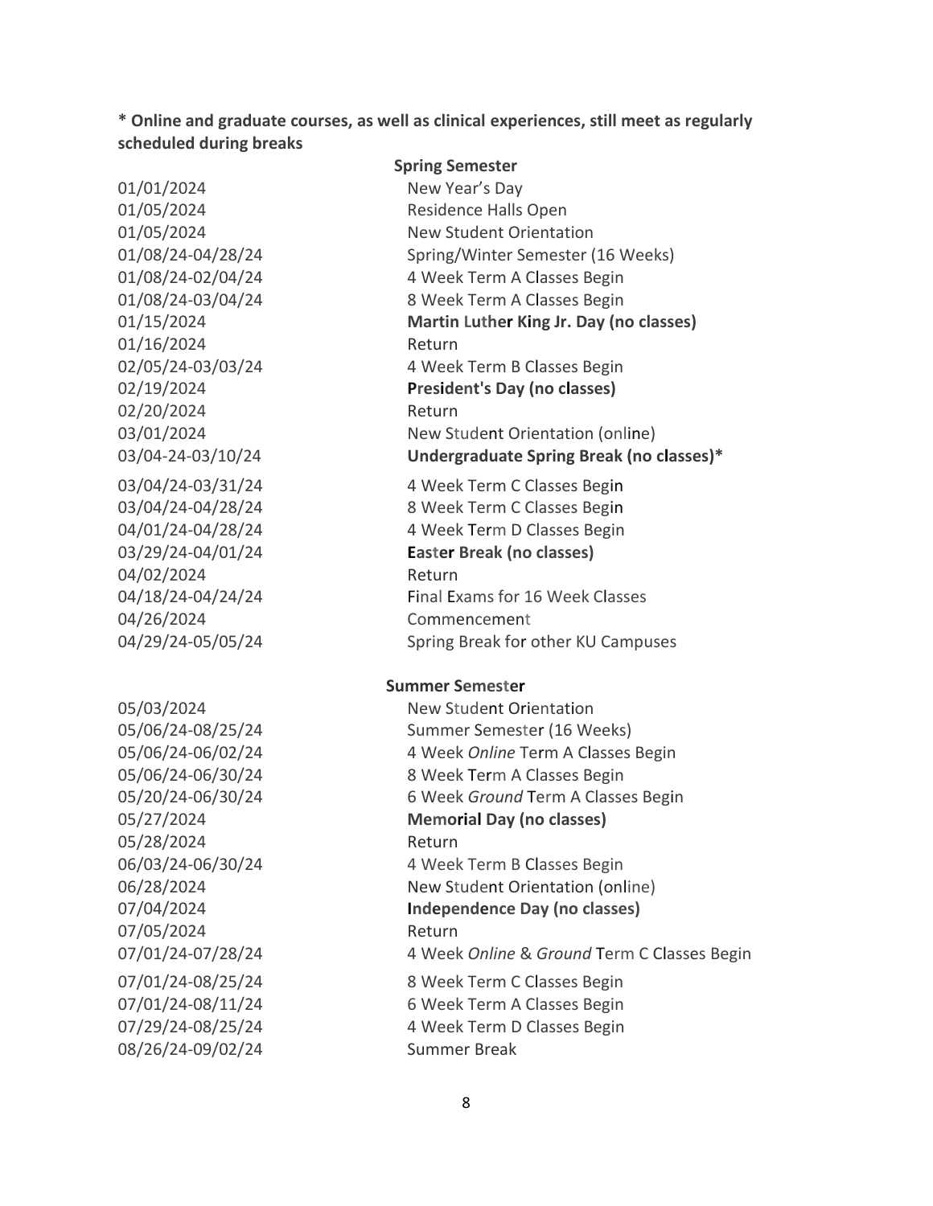**\* Online and graduate courses, as well as clinical experiences, still meet as regularly scheduled during breaks**

**Spring Semester**

| | |
|---|---|
| 01/01/2024 | New Year's Day |
| 01/05/2024 | Residence Halls Open |
| 01/05/2024 | New Student Orientation |
| 01/08/24-04/28/24 | Spring/Winter Semester (16 Weeks) |
| 01/08/24-02/04/24 | 4 Week Term A Classes Begin |
| 01/08/24-03/04/24 | 8 Week Term A Classes Begin |
| 01/15/2024 | **Martin Luther King Jr. Day (no classes)** |
| 01/16/2024 | Return |
| 02/05/24-03/03/24 | 4 Week Term B Classes Begin |
| 02/19/2024 | **President's Day (no classes)** |
| 02/20/2024 | Return |
| 03/01/2024 | New Student Orientation (online) |
| 03/04-24-03/10/24 | **Undergraduate Spring Break (no classes)\*** |
| 03/04/24-03/31/24 | 4 Week Term C Classes Begin |
| 03/04/24-04/28/24 | 8 Week Term C Classes Begin |
| 04/01/24-04/28/24 | 4 Week Term D Classes Begin |
| 03/29/24-04/01/24 | **Easter Break (no classes)** |
| 04/02/2024 | Return |
| 04/18/24-04/24/24 | Final Exams for 16 Week Classes |
| 04/26/2024 | Commencement |
| 04/29/24-05/05/24 | Spring Break for other KU Campuses |

**Summer Semester**

| | |
|---|---|
| 05/03/2024 | New Student Orientation |
| 05/06/24-08/25/24 | Summer Semester (16 Weeks) |
| 05/06/24-06/02/24 | 4 Week *Online* Term A Classes Begin |
| 05/06/24-06/30/24 | 8 Week Term A Classes Begin |
| 05/20/24-06/30/24 | 6 Week *Ground* Term A Classes Begin |
| 05/27/2024 | **Memorial Day (no classes)** |
| 05/28/2024 | Return |
| 06/03/24-06/30/24 | 4 Week Term B Classes Begin |
| 06/28/2024 | New Student Orientation (online) |
| 07/04/2024 | **Independence Day (no classes)** |
| 07/05/2024 | Return |
| 07/01/24-07/28/24 | 4 Week *Online* & *Ground* Term C Classes Begin |
| 07/01/24-08/25/24 | 8 Week Term C Classes Begin |
| 07/01/24-08/11/24 | 6 Week Term A Classes Begin |
| 07/29/24-08/25/24 | 4 Week Term D Classes Begin |
| 08/26/24-09/02/24 | Summer Break |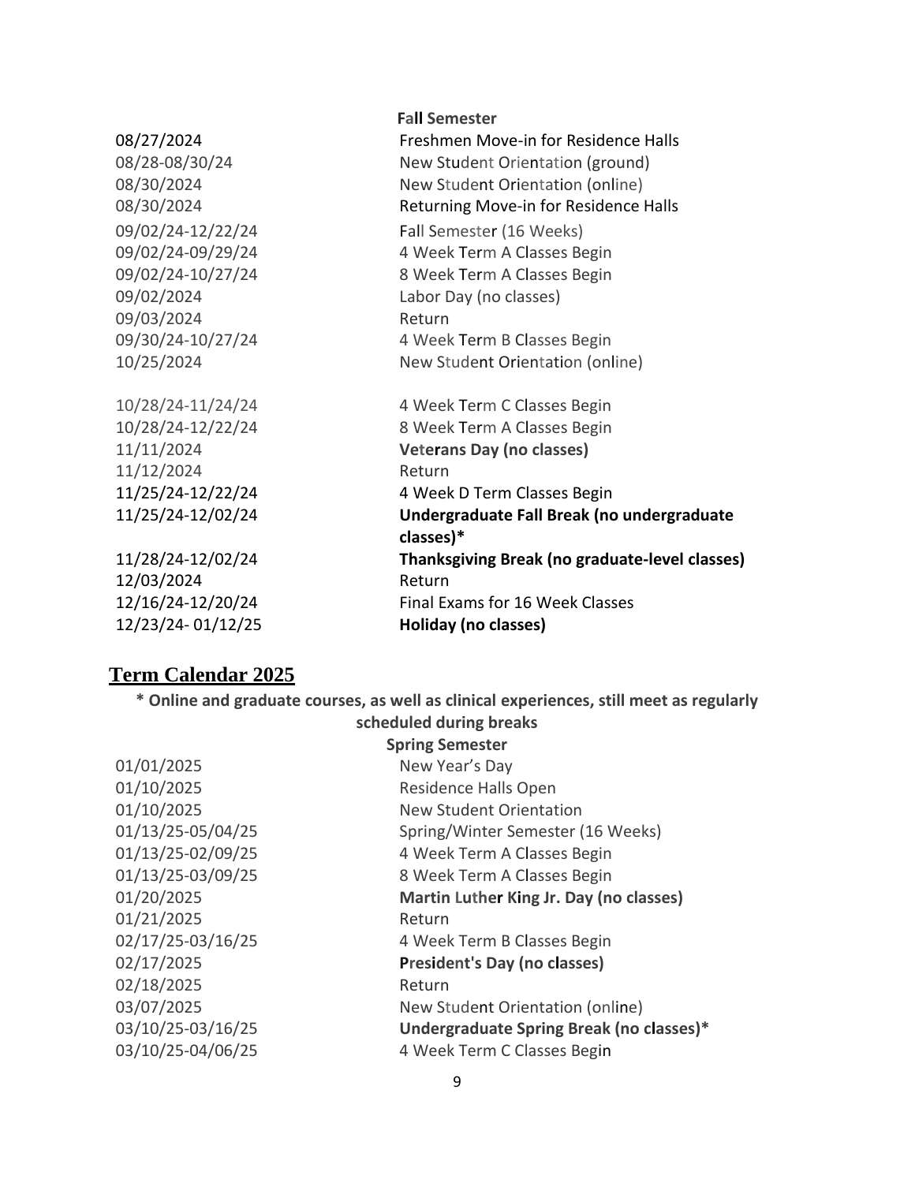| | Fall Semester |
|---|---|
| 08/27/2024 | Freshmen Move-in for Residence Halls |
| 08/28-08/30/24 | New Student Orientation (ground) |
| 08/30/2024 | New Student Orientation (online) |
| 08/30/2024 | Returning Move-in for Residence Halls |
| 09/02/24-12/22/24 | Fall Semester (16 Weeks) |
| 09/02/24-09/29/24 | 4 Week Term A Classes Begin |
| 09/02/24-10/27/24 | 8 Week Term A Classes Begin |
| 09/02/2024 | Labor Day (no classes) |
| 09/03/2024 | Return |
| 09/30/24-10/27/24 | 4 Week Term B Classes Begin |
| 10/25/2024 | New Student Orientation (online) |
| 10/28/24-11/24/24 | 4 Week Term C Classes Begin |
| 10/28/24-12/22/24 | 8 Week Term A Classes Begin |
| 11/11/2024 | **Veterans Day (no classes)** |
| 11/12/2024 | Return |
| 11/25/24-12/22/24 | 4 Week D Term Classes Begin |
| 11/25/24-12/02/24 | **Undergraduate Fall Break (no undergraduate classes)*** |
| 11/28/24-12/02/24 | **Thanksgiving Break (no graduate-level classes)** |
| 12/03/2024 | Return |
| 12/16/24-12/20/24 | Final Exams for 16 Week Classes |
| 12/23/24- 01/12/25 | **Holiday (no classes)** |

## Term Calendar 2025

**\* Online and graduate courses, as well as clinical experiences, still meet as regularly scheduled during breaks**

| | Spring Semester |
|---|---|
| 01/01/2025 | New Year's Day |
| 01/10/2025 | Residence Halls Open |
| 01/10/2025 | New Student Orientation |
| 01/13/25-05/04/25 | Spring/Winter Semester (16 Weeks) |
| 01/13/25-02/09/25 | 4 Week Term A Classes Begin |
| 01/13/25-03/09/25 | 8 Week Term A Classes Begin |
| 01/20/2025 | **Martin Luther King Jr. Day (no classes)** |
| 01/21/2025 | Return |
| 02/17/25-03/16/25 | 4 Week Term B Classes Begin |
| 02/17/2025 | **President's Day (no classes)** |
| 02/18/2025 | Return |
| 03/07/2025 | New Student Orientation (online) |
| 03/10/25-03/16/25 | **Undergraduate Spring Break (no classes)*** |
| 03/10/25-04/06/25 | 4 Week Term C Classes Begin |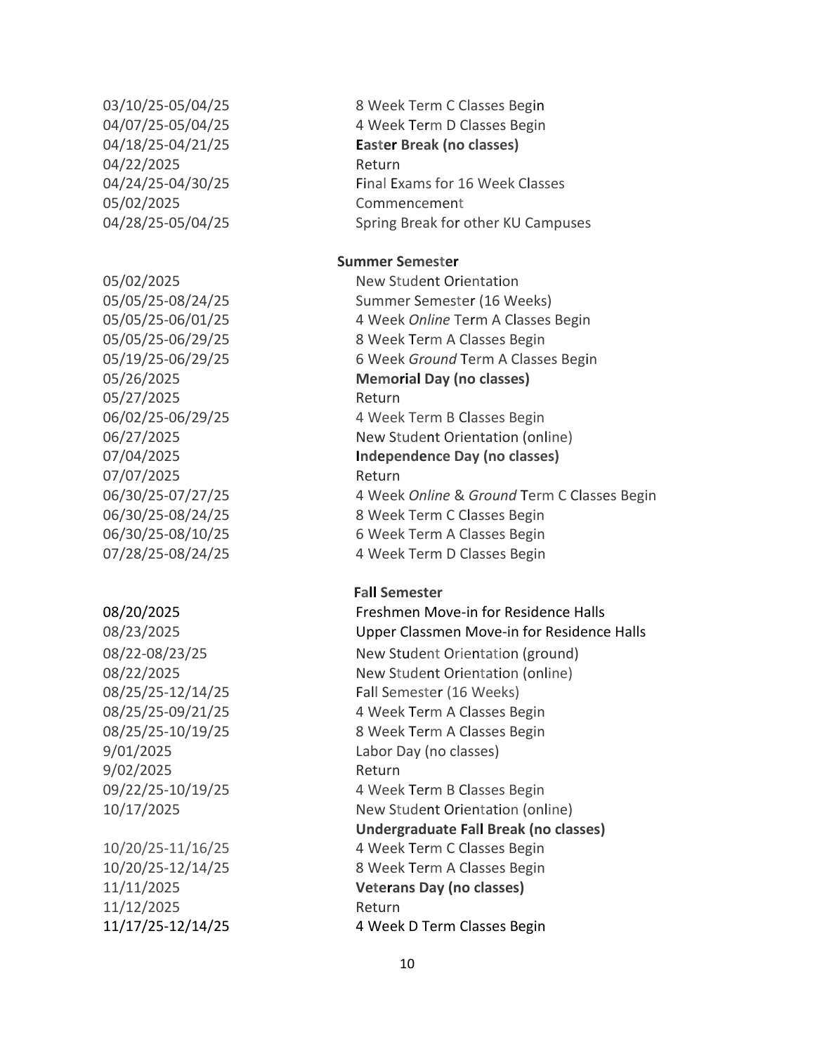| | |
|---|---|
| 03/10/25-05/04/25 | 8 Week Term C Classes Begin |
| 04/07/25-05/04/25 | 4 Week Term D Classes Begin |
| 04/18/25-04/21/25 | **Easter Break (no classes)** |
| 04/22/2025 | Return |
| 04/24/25-04/30/25 | Final Exams for 16 Week Classes |
| 05/02/2025 | Commencement |
| 04/28/25-05/04/25 | Spring Break for other KU Campuses |

**Summer Semester**

| | |
|---|---|
| 05/02/2025 | New Student Orientation |
| 05/05/25-08/24/25 | Summer Semester (16 Weeks) |
| 05/05/25-06/01/25 | 4 Week *Online* Term A Classes Begin |
| 05/05/25-06/29/25 | 8 Week Term A Classes Begin |
| 05/19/25-06/29/25 | 6 Week *Ground* Term A Classes Begin |
| 05/26/2025 | **Memorial Day (no classes)** |
| 05/27/2025 | Return |
| 06/02/25-06/29/25 | 4 Week Term B Classes Begin |
| 06/27/2025 | New Student Orientation (online) |
| 07/04/2025 | **Independence Day (no classes)** |
| 07/07/2025 | Return |
| 06/30/25-07/27/25 | 4 Week *Online* & *Ground* Term C Classes Begin |
| 06/30/25-08/24/25 | 8 Week Term C Classes Begin |
| 06/30/25-08/10/25 | 6 Week Term A Classes Begin |
| 07/28/25-08/24/25 | 4 Week Term D Classes Begin |

**Fall Semester**

| | |
|---|---|
| 08/20/2025 | Freshmen Move-in for Residence Halls |
| 08/23/2025 | Upper Classmen Move-in for Residence Halls |
| 08/22-08/23/25 | New Student Orientation (ground) |
| 08/22/2025 | New Student Orientation (online) |
| 08/25/25-12/14/25 | Fall Semester (16 Weeks) |
| 08/25/25-09/21/25 | 4 Week Term A Classes Begin |
| 08/25/25-10/19/25 | 8 Week Term A Classes Begin |
| 9/01/2025 | Labor Day (no classes) |
| 9/02/2025 | Return |
| 09/22/25-10/19/25 | 4 Week Term B Classes Begin |
| 10/17/2025 | New Student Orientation (online) |
| | **Undergraduate Fall Break (no classes)** |
| 10/20/25-11/16/25 | 4 Week Term C Classes Begin |
| 10/20/25-12/14/25 | 8 Week Term A Classes Begin |
| 11/11/2025 | **Veterans Day (no classes)** |
| 11/12/2025 | Return |
| 11/17/25-12/14/25 | 4 Week D Term Classes Begin |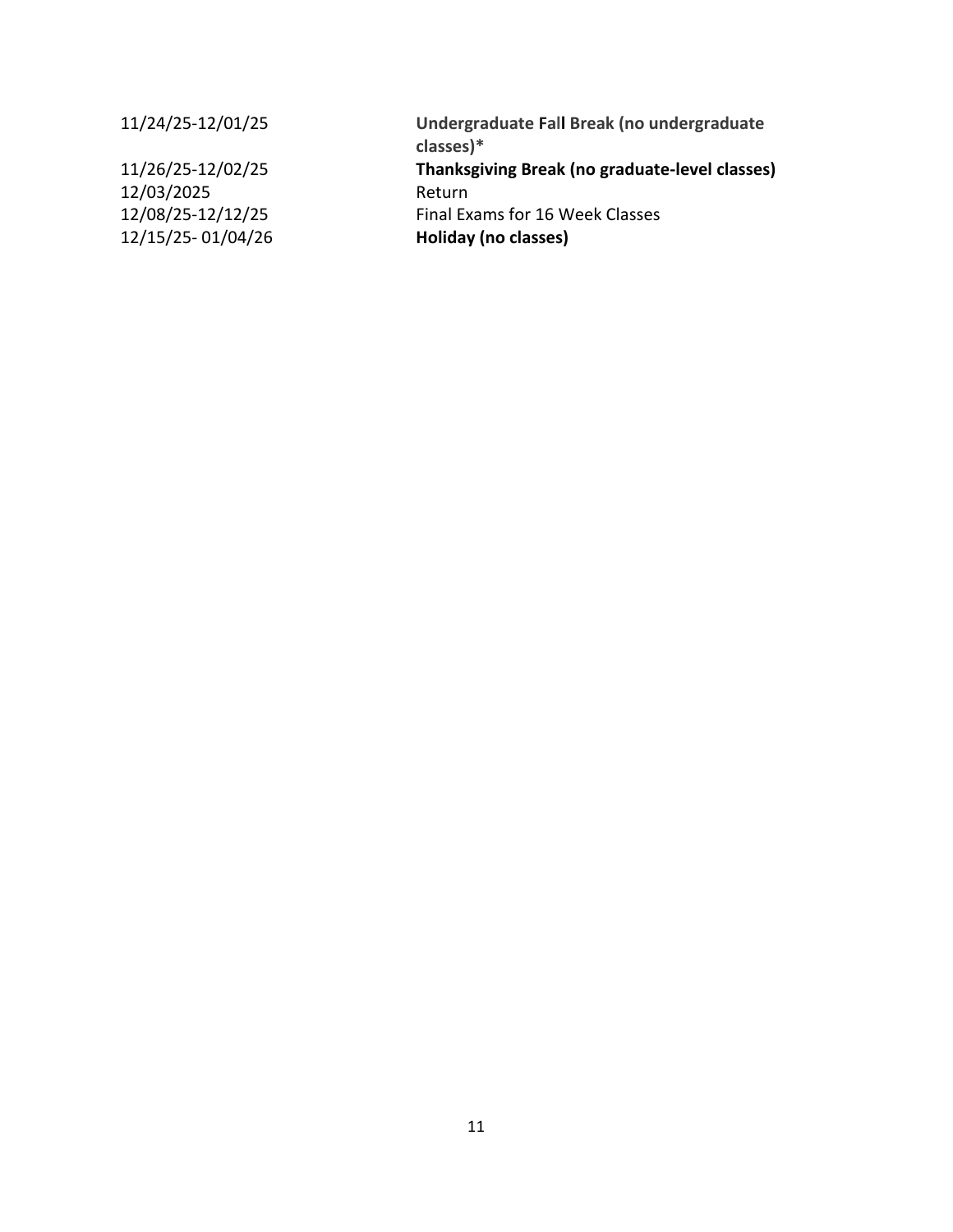| | |
|---|---|
| 11/24/25-12/01/25 | **Undergraduate Fall Break (no undergraduate classes)*** |
| 11/26/25-12/02/25 | **Thanksgiving Break (no graduate-level classes)** |
| 12/03/2025 | Return |
| 12/08/25-12/12/25 | Final Exams for 16 Week Classes |
| 12/15/25- 01/04/26 | **Holiday (no classes)** |